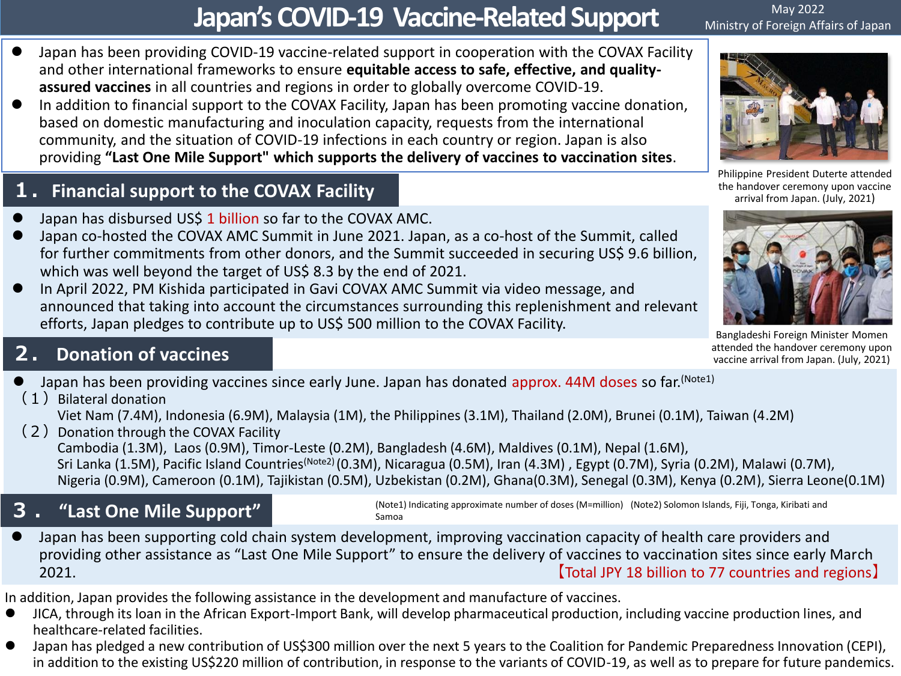# Japan's COVID-19 Vaccine-Related Support

May 2022
Ministry of Foreign Affairs of Japan

- Japan has been providing COVID-19 vaccine-related support in cooperation with the COVAX Facility and other international frameworks to ensure **equitable access to safe, effective, and quality-assured vaccines** in all countries and regions in order to globally overcome COVID-19.
- In addition to financial support to the COVAX Facility, Japan has been promoting vaccine donation, based on domestic manufacturing and inoculation capacity, requests from the international community, and the situation of COVID-19 infections in each country or region. Japan is also providing **"Last One Mile Support" which supports the delivery of vaccines to vaccination sites**.

Philippine President Duterte attended the handover ceremony upon vaccine arrival from Japan. (July, 2021)

Bangladeshi Foreign Minister Momen attended the handover ceremony upon vaccine arrival from Japan. (July, 2021)

## 1. Financial support to the COVAX Facility

- Japan has disbursed US$ 1 billion so far to the COVAX AMC.
- Japan co-hosted the COVAX AMC Summit in June 2021. Japan, as a co-host of the Summit, called for further commitments from other donors, and the Summit succeeded in securing US$ 9.6 billion, which was well beyond the target of US$ 8.3 by the end of 2021.
- In April 2022, PM Kishida participated in Gavi COVAX AMC Summit via video message, and announced that taking into account the circumstances surrounding this replenishment and relevant efforts, Japan pledges to contribute up to US$ 500 million to the COVAX Facility.

## 2. Donation of vaccines

- Japan has been providing vaccines since early June. Japan has donated approx. 44M doses so far.(Note1)

（1）Bilateral donation
Viet Nam (7.4M), Indonesia (6.9M), Malaysia (1M), the Philippines (3.1M), Thailand (2.0M), Brunei (0.1M), Taiwan (4.2M)

（2）Donation through the COVAX Facility
Cambodia (1.3M), Laos (0.9M), Timor-Leste (0.2M), Bangladesh (4.6M), Maldives (0.1M), Nepal (1.6M), Sri Lanka (1.5M), Pacific Island Countries(Note2) (0.3M), Nicaragua (0.5M), Iran (4.3M) , Egypt (0.7M), Syria (0.2M), Malawi (0.7M), Nigeria (0.9M), Cameroon (0.1M), Tajikistan (0.5M), Uzbekistan (0.2M), Ghana(0.3M), Senegal (0.3M), Kenya (0.2M), Sierra Leone(0.1M)

(Note1) Indicating approximate number of doses (M=million) (Note2) Solomon Islands, Fiji, Tonga, Kiribati and Samoa

## 3. "Last One Mile Support"

- Japan has been supporting cold chain system development, improving vaccination capacity of health care providers and providing other assistance as "Last One Mile Support" to ensure the delivery of vaccines to vaccination sites since early March 2021. 【Total JPY 18 billion to 77 countries and regions】

In addition, Japan provides the following assistance in the development and manufacture of vaccines.

- JICA, through its loan in the African Export-Import Bank, will develop pharmaceutical production, including vaccine production lines, and healthcare-related facilities.
- Japan has pledged a new contribution of US$300 million over the next 5 years to the Coalition for Pandemic Preparedness Innovation (CEPI), in addition to the existing US$220 million of contribution, in response to the variants of COVID-19, as well as to prepare for future pandemics.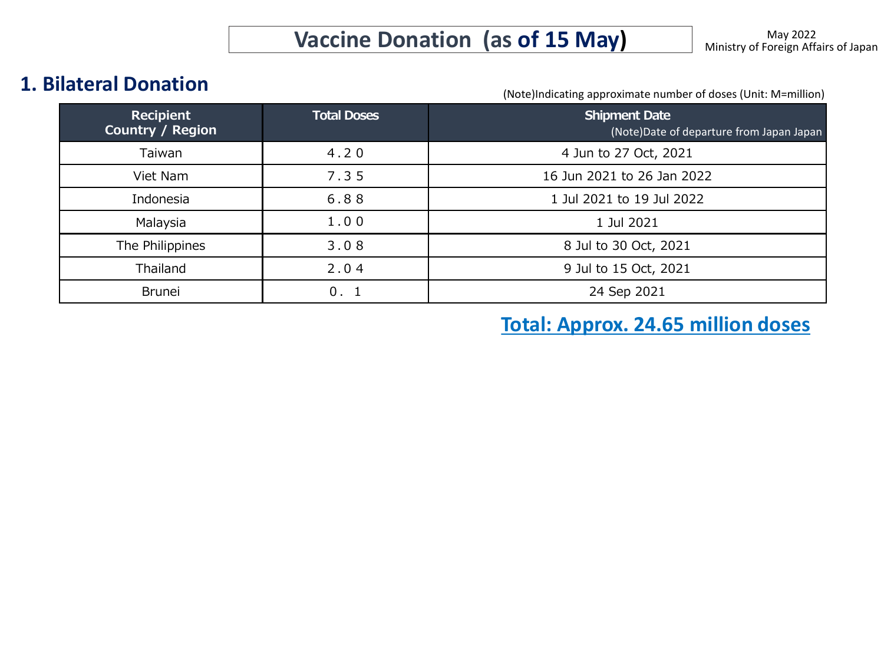# Vaccine Donation (as of 15 May)

May 2022
Ministry of Foreign Affairs of Japan

## 1. Bilateral Donation

(Note)Indicating approximate number of doses (Unit: M=million)

| Recipient Country / Region | Total Doses | Shipment Date (Note)Date of departure from Japan Japan |
|---|---|---|
| Taiwan | ４.２０ | 4 Jun to 27 Oct, 2021 |
| Viet Nam | ７.３５ | 16 Jun 2021 to 26 Jan 2022 |
| Indonesia | ６.８８ | 1 Jul 2021 to 19 Jul 2022 |
| Malaysia | １.００ | 1 Jul 2021 |
| The Philippines | ３.０８ | 8 Jul to 30 Oct, 2021 |
| Thailand | ２.０４ | 9 Jul to 15 Oct, 2021 |
| Brunei | ０．１ | 24 Sep 2021 |

**Total: Approx. 24.65 million doses**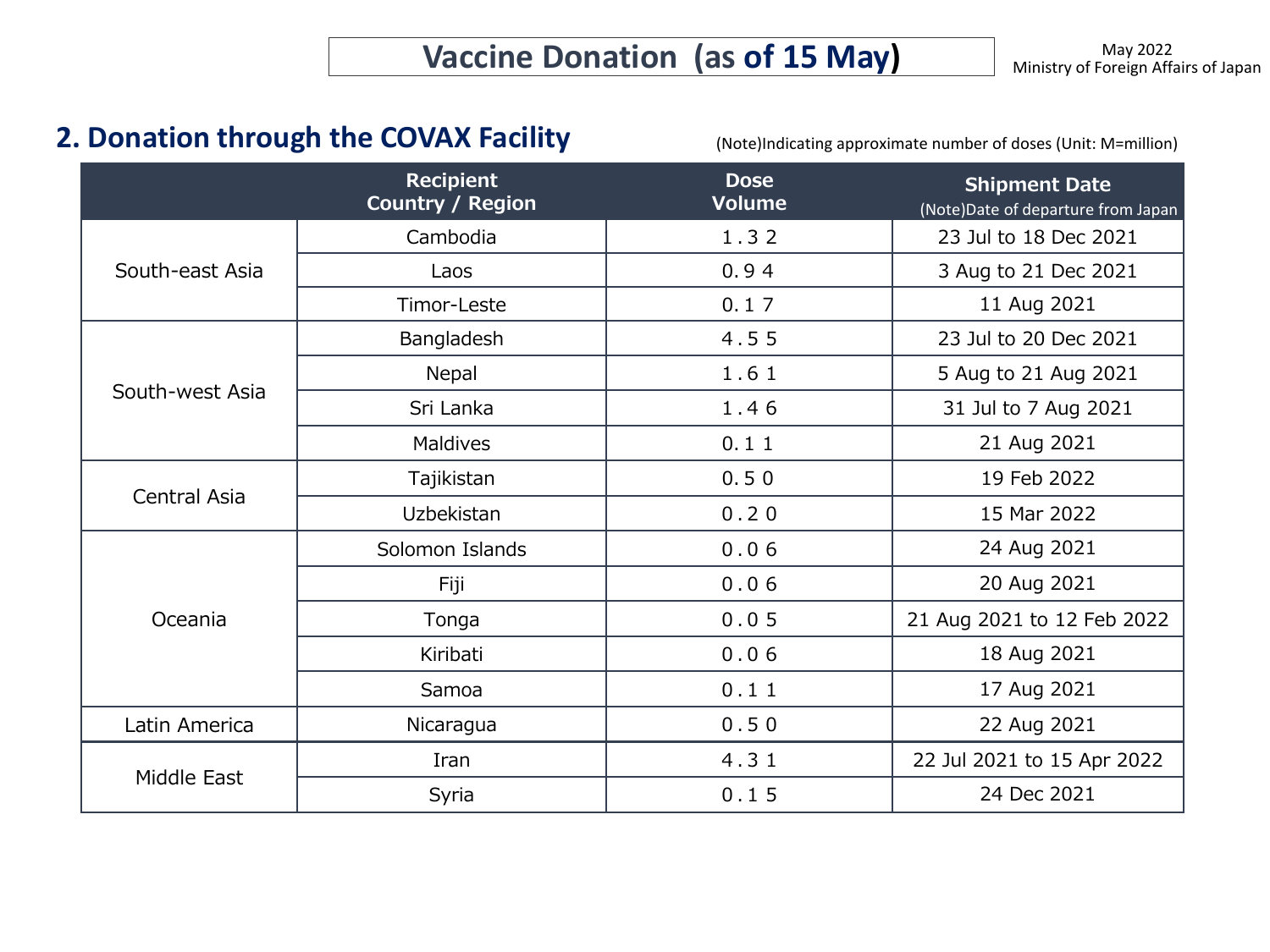# Vaccine Donation (as of 15 May)

May 2022
Ministry of Foreign Affairs of Japan

## 2. Donation through the COVAX Facility

(Note)Indicating approximate number of doses (Unit: M=million)

| | Recipient Country / Region | Dose Volume | Shipment Date (Note)Date of departure from Japan |
|---|---|---|---|
| South-east Asia | Cambodia | 1.32 | 23 Jul to 18 Dec 2021 |
| | Laos | 0.94 | 3 Aug to 21 Dec 2021 |
| | Timor-Leste | 0.17 | 11 Aug 2021 |
| South-west Asia | Bangladesh | 4.55 | 23 Jul to 20 Dec 2021 |
| | Nepal | 1.61 | 5 Aug to 21 Aug 2021 |
| | Sri Lanka | 1.46 | 31 Jul to 7 Aug 2021 |
| | Maldives | 0.11 | 21 Aug 2021 |
| Central Asia | Tajikistan | 0.50 | 19 Feb 2022 |
| | Uzbekistan | 0.20 | 15 Mar 2022 |
| Oceania | Solomon Islands | 0.06 | 24 Aug 2021 |
| | Fiji | 0.06 | 20 Aug 2021 |
| | Tonga | 0.05 | 21 Aug 2021 to 12 Feb 2022 |
| | Kiribati | 0.06 | 18 Aug 2021 |
| | Samoa | 0.11 | 17 Aug 2021 |
| Latin America | Nicaragua | 0.50 | 22 Aug 2021 |
| Middle East | Iran | 4.31 | 22 Jul 2021 to 15 Apr 2022 |
| | Syria | 0.15 | 24 Dec 2021 |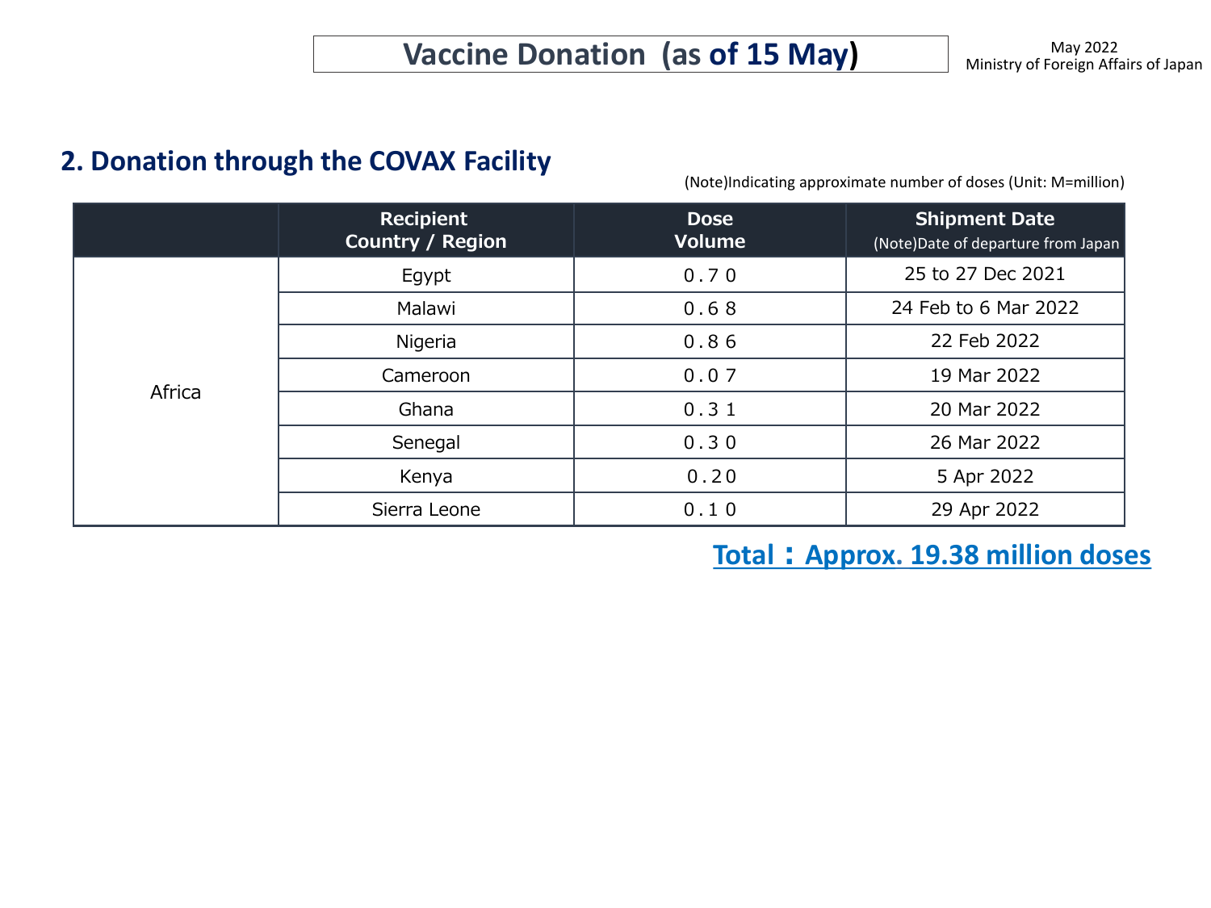# Vaccine Donation (as of 15 May)

May 2022
Ministry of Foreign Affairs of Japan

## 2. Donation through the COVAX Facility

(Note)Indicating approximate number of doses (Unit: M=million)

| | Recipient Country / Region | Dose Volume | Shipment Date (Note)Date of departure from Japan |
|---|---|---|---|
| Africa | Egypt | 0.70 | 25 to 27 Dec 2021 |
| | Malawi | 0.68 | 24 Feb to 6 Mar 2022 |
| | Nigeria | 0.86 | 22 Feb 2022 |
| | Cameroon | 0.07 | 19 Mar 2022 |
| | Ghana | 0.31 | 20 Mar 2022 |
| | Senegal | 0.30 | 26 Mar 2022 |
| | Kenya | 0.20 | 5 Apr 2022 |
| | Sierra Leone | 0.10 | 29 Apr 2022 |

**Total：Approx. 19.38 million doses**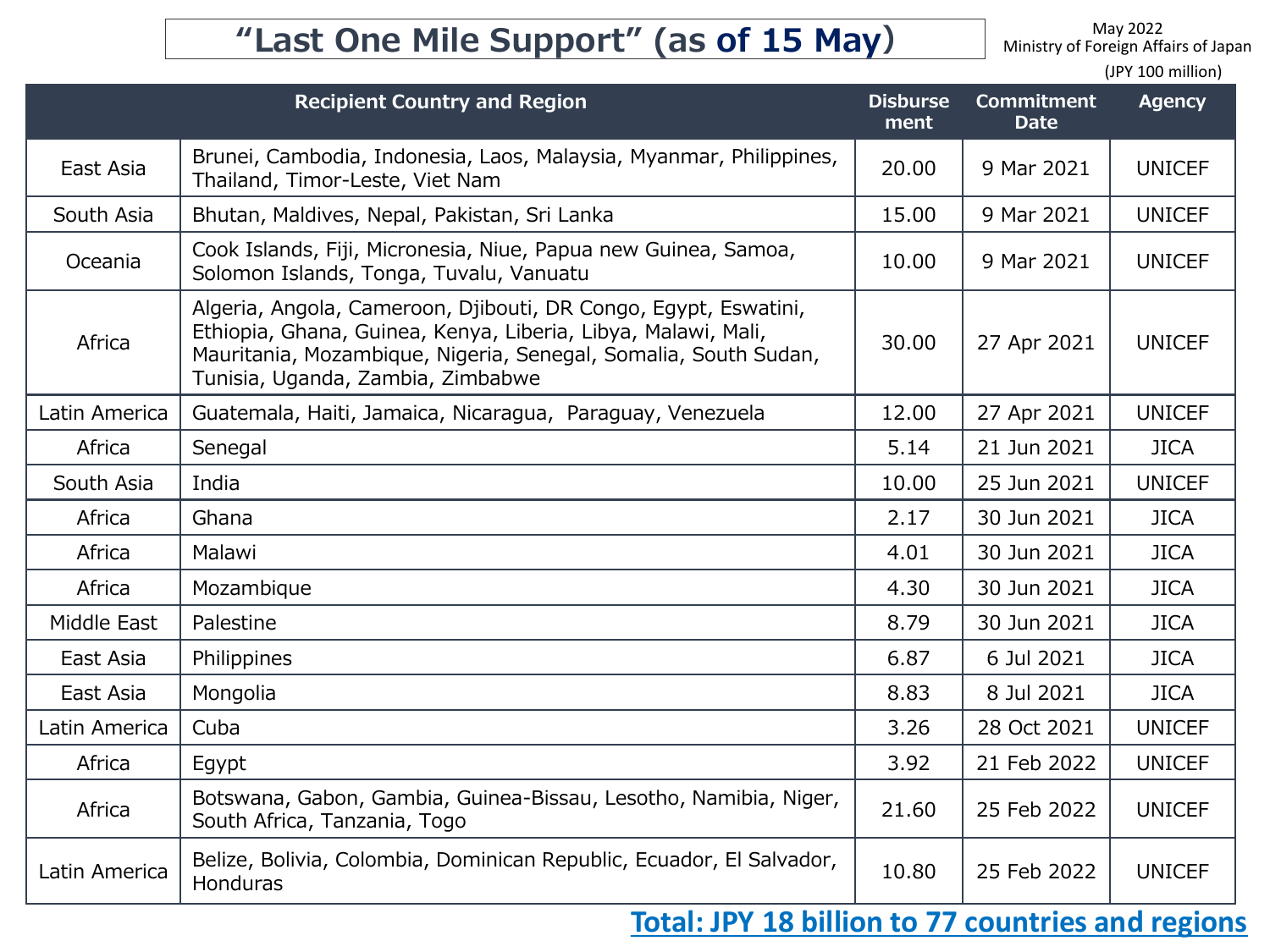# "Last One Mile Support" (as of 15 May)

May 2022
Ministry of Foreign Affairs of Japan

(JPY 100 million)

| Recipient Country and Region | | Disbursement | Commitment Date | Agency |
|---|---|---|---|---|
| East Asia | Brunei, Cambodia, Indonesia, Laos, Malaysia, Myanmar, Philippines, Thailand, Timor-Leste, Viet Nam | 20.00 | 9 Mar 2021 | UNICEF |
| South Asia | Bhutan, Maldives, Nepal, Pakistan, Sri Lanka | 15.00 | 9 Mar 2021 | UNICEF |
| Oceania | Cook Islands, Fiji, Micronesia, Niue, Papua new Guinea, Samoa, Solomon Islands, Tonga, Tuvalu, Vanuatu | 10.00 | 9 Mar 2021 | UNICEF |
| Africa | Algeria, Angola, Cameroon, Djibouti, DR Congo, Egypt, Eswatini, Ethiopia, Ghana, Guinea, Kenya, Liberia, Libya, Malawi, Mali, Mauritania, Mozambique, Nigeria, Senegal, Somalia, South Sudan, Tunisia, Uganda, Zambia, Zimbabwe | 30.00 | 27 Apr 2021 | UNICEF |
| Latin America | Guatemala, Haiti, Jamaica, Nicaragua, Paraguay, Venezuela | 12.00 | 27 Apr 2021 | UNICEF |
| Africa | Senegal | 5.14 | 21 Jun 2021 | JICA |
| South Asia | India | 10.00 | 25 Jun 2021 | UNICEF |
| Africa | Ghana | 2.17 | 30 Jun 2021 | JICA |
| Africa | Malawi | 4.01 | 30 Jun 2021 | JICA |
| Africa | Mozambique | 4.30 | 30 Jun 2021 | JICA |
| Middle East | Palestine | 8.79 | 30 Jun 2021 | JICA |
| East Asia | Philippines | 6.87 | 6 Jul 2021 | JICA |
| East Asia | Mongolia | 8.83 | 8 Jul 2021 | JICA |
| Latin America | Cuba | 3.26 | 28 Oct 2021 | UNICEF |
| Africa | Egypt | 3.92 | 21 Feb 2022 | UNICEF |
| Africa | Botswana, Gabon, Gambia, Guinea-Bissau, Lesotho, Namibia, Niger, South Africa, Tanzania, Togo | 21.60 | 25 Feb 2022 | UNICEF |
| Latin America | Belize, Bolivia, Colombia, Dominican Republic, Ecuador, El Salvador, Honduras | 10.80 | 25 Feb 2022 | UNICEF |

**Total: JPY 18 billion to 77 countries and regions**